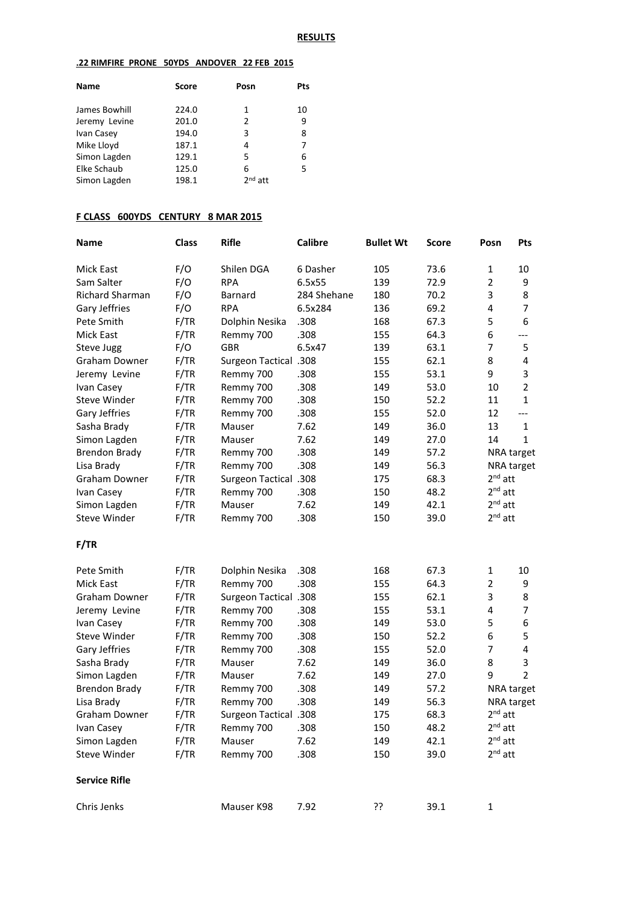**RESULTS**

**.22 RIMFIRE PRONE 50YDS ANDOVER 22 FEB 2015**

| Name | Score | Posn | Pts |
|---|---|---|---|
| James Bowhill | 224.0 | 1 | 10 |
| Jeremy Levine | 201.0 | 2 | 9 |
| Ivan Casey | 194.0 | 3 | 8 |
| Mike Lloyd | 187.1 | 4 | 7 |
| Simon Lagden | 129.1 | 5 | 6 |
| Elke Schaub | 125.0 | 6 | 5 |
| Simon Lagden | 198.1 | 2nd att | |

**F CLASS 600YDS CENTURY 8 MAR 2015**

| Name | Class | Rifle | Calibre | Bullet Wt | Score | Posn | Pts |
|---|---|---|---|---|---|---|---|
| Mick East | F/O | Shilen DGA | 6 Dasher | 105 | 73.6 | 1 | 10 |
| Sam Salter | F/O | RPA | 6.5x55 | 139 | 72.9 | 2 | 9 |
| Richard Sharman | F/O | Barnard | 284 Shehane | 180 | 70.2 | 3 | 8 |
| Gary Jeffries | F/O | RPA | 6.5x284 | 136 | 69.2 | 4 | 7 |
| Pete Smith | F/TR | Dolphin Nesika | .308 | 168 | 67.3 | 5 | 6 |
| Mick East | F/TR | Remmy 700 | .308 | 155 | 64.3 | 6 | --- |
| Steve Jugg | F/O | GBR | 6.5x47 | 139 | 63.1 | 7 | 5 |
| Graham Downer | F/TR | Surgeon Tactical | .308 | 155 | 62.1 | 8 | 4 |
| Jeremy Levine | F/TR | Remmy 700 | .308 | 155 | 53.1 | 9 | 3 |
| Ivan Casey | F/TR | Remmy 700 | .308 | 149 | 53.0 | 10 | 2 |
| Steve Winder | F/TR | Remmy 700 | .308 | 150 | 52.2 | 11 | 1 |
| Gary Jeffries | F/TR | Remmy 700 | .308 | 155 | 52.0 | 12 | --- |
| Sasha Brady | F/TR | Mauser | 7.62 | 149 | 36.0 | 13 | 1 |
| Simon Lagden | F/TR | Mauser | 7.62 | 149 | 27.0 | 14 | 1 |
| Brendon Brady | F/TR | Remmy 700 | .308 | 149 | 57.2 | NRA target | |
| Lisa Brady | F/TR | Remmy 700 | .308 | 149 | 56.3 | NRA target | |
| Graham Downer | F/TR | Surgeon Tactical | .308 | 175 | 68.3 | 2nd att | |
| Ivan Casey | F/TR | Remmy 700 | .308 | 150 | 48.2 | 2nd att | |
| Simon Lagden | F/TR | Mauser | 7.62 | 149 | 42.1 | 2nd att | |
| Steve Winder | F/TR | Remmy 700 | .308 | 150 | 39.0 | 2nd att | |

**F/TR**

| Name | Class | Rifle | Calibre | Bullet Wt | Score | Posn | Pts |
|---|---|---|---|---|---|---|---|
| Pete Smith | F/TR | Dolphin Nesika | .308 | 168 | 67.3 | 1 | 10 |
| Mick East | F/TR | Remmy 700 | .308 | 155 | 64.3 | 2 | 9 |
| Graham Downer | F/TR | Surgeon Tactical | .308 | 155 | 62.1 | 3 | 8 |
| Jeremy Levine | F/TR | Remmy 700 | .308 | 155 | 53.1 | 4 | 7 |
| Ivan Casey | F/TR | Remmy 700 | .308 | 149 | 53.0 | 5 | 6 |
| Steve Winder | F/TR | Remmy 700 | .308 | 150 | 52.2 | 6 | 5 |
| Gary Jeffries | F/TR | Remmy 700 | .308 | 155 | 52.0 | 7 | 4 |
| Sasha Brady | F/TR | Mauser | 7.62 | 149 | 36.0 | 8 | 3 |
| Simon Lagden | F/TR | Mauser | 7.62 | 149 | 27.0 | 9 | 2 |
| Brendon Brady | F/TR | Remmy 700 | .308 | 149 | 57.2 | NRA target | |
| Lisa Brady | F/TR | Remmy 700 | .308 | 149 | 56.3 | NRA target | |
| Graham Downer | F/TR | Surgeon Tactical | .308 | 175 | 68.3 | 2nd att | |
| Ivan Casey | F/TR | Remmy 700 | .308 | 150 | 48.2 | 2nd att | |
| Simon Lagden | F/TR | Mauser | 7.62 | 149 | 42.1 | 2nd att | |
| Steve Winder | F/TR | Remmy 700 | .308 | 150 | 39.0 | 2nd att | |

**Service Rifle**

| Name | Class | Rifle | Calibre | Bullet Wt | Score | Posn | Pts |
|---|---|---|---|---|---|---|---|
| Chris Jenks | | Mauser K98 | 7.92 | ?? | 39.1 | 1 | |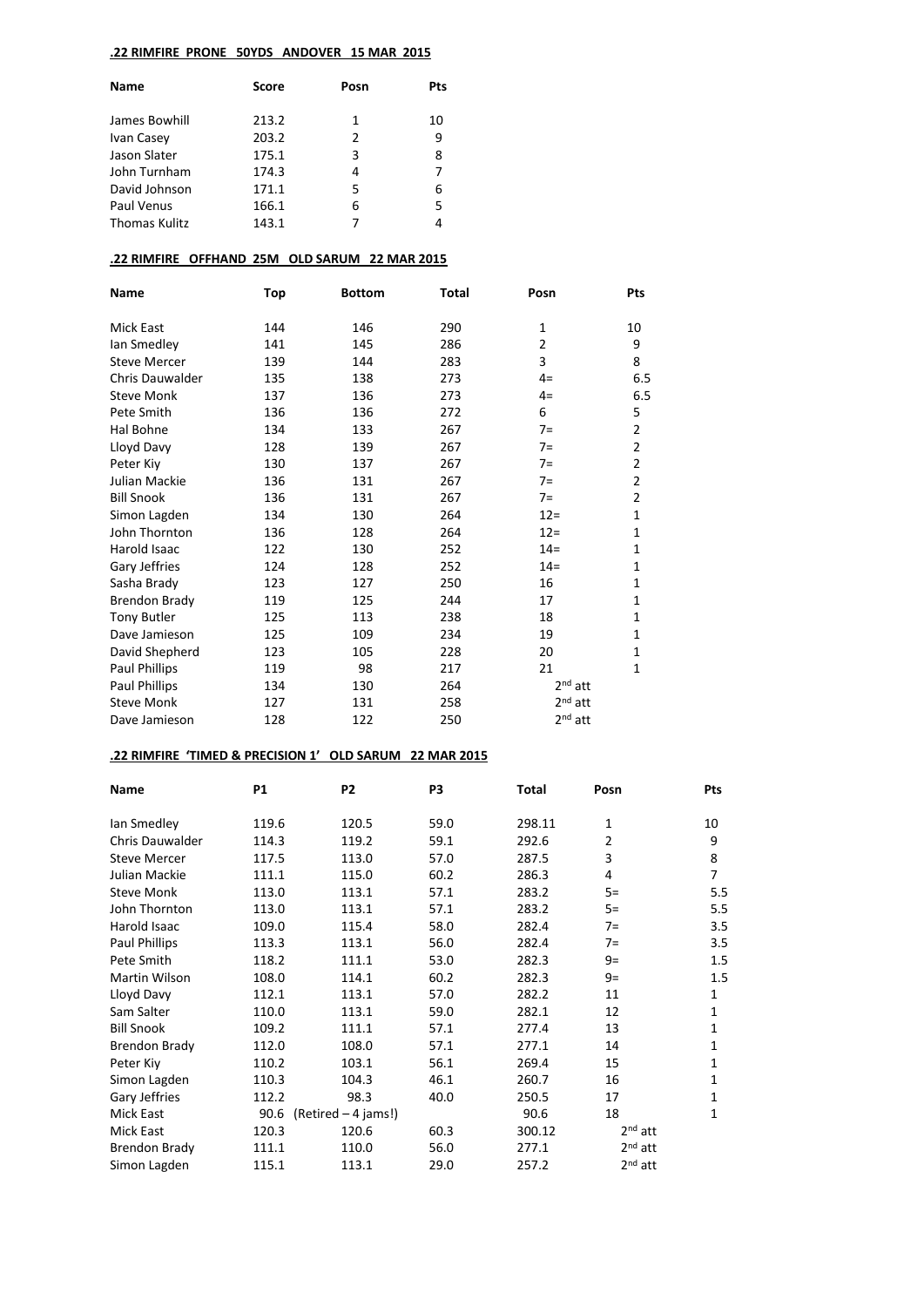**.22 RIMFIRE PRONE 50YDS ANDOVER 15 MAR 2015**

| Name | Score | Posn | Pts |
|---|---|---|---|
| James Bowhill | 213.2 | 1 | 10 |
| Ivan Casey | 203.2 | 2 | 9 |
| Jason Slater | 175.1 | 3 | 8 |
| John Turnham | 174.3 | 4 | 7 |
| David Johnson | 171.1 | 5 | 6 |
| Paul Venus | 166.1 | 6 | 5 |
| Thomas Kulitz | 143.1 | 7 | 4 |

**.22 RIMFIRE OFFHAND 25M OLD SARUM 22 MAR 2015**

| Name | Top | Bottom | Total | Posn | Pts |
|---|---|---|---|---|---|
| Mick East | 144 | 146 | 290 | 1 | 10 |
| Ian Smedley | 141 | 145 | 286 | 2 | 9 |
| Steve Mercer | 139 | 144 | 283 | 3 | 8 |
| Chris Dauwalder | 135 | 138 | 273 | 4= | 6.5 |
| Steve Monk | 137 | 136 | 273 | 4= | 6.5 |
| Pete Smith | 136 | 136 | 272 | 6 | 5 |
| Hal Bohne | 134 | 133 | 267 | 7= | 2 |
| Lloyd Davy | 128 | 139 | 267 | 7= | 2 |
| Peter Kiy | 130 | 137 | 267 | 7= | 2 |
| Julian Mackie | 136 | 131 | 267 | 7= | 2 |
| Bill Snook | 136 | 131 | 267 | 7= | 2 |
| Simon Lagden | 134 | 130 | 264 | 12= | 1 |
| John Thornton | 136 | 128 | 264 | 12= | 1 |
| Harold Isaac | 122 | 130 | 252 | 14= | 1 |
| Gary Jeffries | 124 | 128 | 252 | 14= | 1 |
| Sasha Brady | 123 | 127 | 250 | 16 | 1 |
| Brendon Brady | 119 | 125 | 244 | 17 | 1 |
| Tony Butler | 125 | 113 | 238 | 18 | 1 |
| Dave Jamieson | 125 | 109 | 234 | 19 | 1 |
| David Shepherd | 123 | 105 | 228 | 20 | 1 |
| Paul Phillips | 119 | 98 | 217 | 21 | 1 |
| Paul Phillips | 134 | 130 | 264 | 2nd att | |
| Steve Monk | 127 | 131 | 258 | 2nd att | |
| Dave Jamieson | 128 | 122 | 250 | 2nd att | |

**.22 RIMFIRE 'TIMED & PRECISION 1' OLD SARUM 22 MAR 2015**

| Name | P1 | P2 | P3 | Total | Posn | Pts |
|---|---|---|---|---|---|---|
| Ian Smedley | 119.6 | 120.5 | 59.0 | 298.11 | 1 | 10 |
| Chris Dauwalder | 114.3 | 119.2 | 59.1 | 292.6 | 2 | 9 |
| Steve Mercer | 117.5 | 113.0 | 57.0 | 287.5 | 3 | 8 |
| Julian Mackie | 111.1 | 115.0 | 60.2 | 286.3 | 4 | 7 |
| Steve Monk | 113.0 | 113.1 | 57.1 | 283.2 | 5= | 5.5 |
| John Thornton | 113.0 | 113.1 | 57.1 | 283.2 | 5= | 5.5 |
| Harold Isaac | 109.0 | 115.4 | 58.0 | 282.4 | 7= | 3.5 |
| Paul Phillips | 113.3 | 113.1 | 56.0 | 282.4 | 7= | 3.5 |
| Pete Smith | 118.2 | 111.1 | 53.0 | 282.3 | 9= | 1.5 |
| Martin Wilson | 108.0 | 114.1 | 60.2 | 282.3 | 9= | 1.5 |
| Lloyd Davy | 112.1 | 113.1 | 57.0 | 282.2 | 11 | 1 |
| Sam Salter | 110.0 | 113.1 | 59.0 | 282.1 | 12 | 1 |
| Bill Snook | 109.2 | 111.1 | 57.1 | 277.4 | 13 | 1 |
| Brendon Brady | 112.0 | 108.0 | 57.1 | 277.1 | 14 | 1 |
| Peter Kiy | 110.2 | 103.1 | 56.1 | 269.4 | 15 | 1 |
| Simon Lagden | 110.3 | 104.3 | 46.1 | 260.7 | 16 | 1 |
| Gary Jeffries | 112.2 | 98.3 | 40.0 | 250.5 | 17 | 1 |
| Mick East | 90.6 | (Retired – 4 jams!) | | 90.6 | 18 | 1 |
| Mick East | 120.3 | 120.6 | 60.3 | 300.12 | 2nd att | |
| Brendon Brady | 111.1 | 110.0 | 56.0 | 277.1 | 2nd att | |
| Simon Lagden | 115.1 | 113.1 | 29.0 | 257.2 | 2nd att | |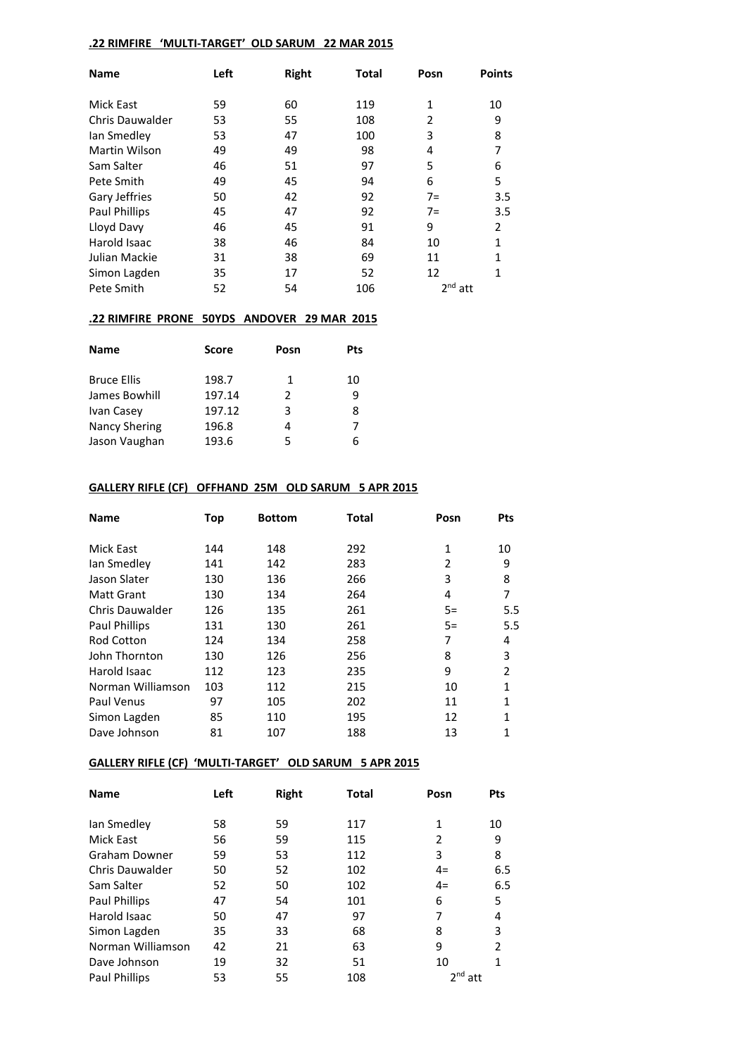**.22 RIMFIRE 'MULTI-TARGET' OLD SARUM 22 MAR 2015**

| Name | Left | Right | Total | Posn | Points |
|---|---|---|---|---|---|
| Mick East | 59 | 60 | 119 | 1 | 10 |
| Chris Dauwalder | 53 | 55 | 108 | 2 | 9 |
| Ian Smedley | 53 | 47 | 100 | 3 | 8 |
| Martin Wilson | 49 | 49 | 98 | 4 | 7 |
| Sam Salter | 46 | 51 | 97 | 5 | 6 |
| Pete Smith | 49 | 45 | 94 | 6 | 5 |
| Gary Jeffries | 50 | 42 | 92 | 7= | 3.5 |
| Paul Phillips | 45 | 47 | 92 | 7= | 3.5 |
| Lloyd Davy | 46 | 45 | 91 | 9 | 2 |
| Harold Isaac | 38 | 46 | 84 | 10 | 1 |
| Julian Mackie | 31 | 38 | 69 | 11 | 1 |
| Simon Lagden | 35 | 17 | 52 | 12 | 1 |
| Pete Smith | 52 | 54 | 106 | 2nd att | |

**.22 RIMFIRE PRONE 50YDS ANDOVER 29 MAR 2015**

| Name | Score | Posn | Pts |
|---|---|---|---|
| Bruce Ellis | 198.7 | 1 | 10 |
| James Bowhill | 197.14 | 2 | 9 |
| Ivan Casey | 197.12 | 3 | 8 |
| Nancy Shering | 196.8 | 4 | 7 |
| Jason Vaughan | 193.6 | 5 | 6 |

**GALLERY RIFLE (CF) OFFHAND 25M OLD SARUM 5 APR 2015**

| Name | Top | Bottom | Total | Posn | Pts |
|---|---|---|---|---|---|
| Mick East | 144 | 148 | 292 | 1 | 10 |
| Ian Smedley | 141 | 142 | 283 | 2 | 9 |
| Jason Slater | 130 | 136 | 266 | 3 | 8 |
| Matt Grant | 130 | 134 | 264 | 4 | 7 |
| Chris Dauwalder | 126 | 135 | 261 | 5= | 5.5 |
| Paul Phillips | 131 | 130 | 261 | 5= | 5.5 |
| Rod Cotton | 124 | 134 | 258 | 7 | 4 |
| John Thornton | 130 | 126 | 256 | 8 | 3 |
| Harold Isaac | 112 | 123 | 235 | 9 | 2 |
| Norman Williamson | 103 | 112 | 215 | 10 | 1 |
| Paul Venus | 97 | 105 | 202 | 11 | 1 |
| Simon Lagden | 85 | 110 | 195 | 12 | 1 |
| Dave Johnson | 81 | 107 | 188 | 13 | 1 |

**GALLERY RIFLE (CF) 'MULTI-TARGET' OLD SARUM 5 APR 2015**

| Name | Left | Right | Total | Posn | Pts |
|---|---|---|---|---|---|
| Ian Smedley | 58 | 59 | 117 | 1 | 10 |
| Mick East | 56 | 59 | 115 | 2 | 9 |
| Graham Downer | 59 | 53 | 112 | 3 | 8 |
| Chris Dauwalder | 50 | 52 | 102 | 4= | 6.5 |
| Sam Salter | 52 | 50 | 102 | 4= | 6.5 |
| Paul Phillips | 47 | 54 | 101 | 6 | 5 |
| Harold Isaac | 50 | 47 | 97 | 7 | 4 |
| Simon Lagden | 35 | 33 | 68 | 8 | 3 |
| Norman Williamson | 42 | 21 | 63 | 9 | 2 |
| Dave Johnson | 19 | 32 | 51 | 10 | 1 |
| Paul Phillips | 53 | 55 | 108 | 2nd att | |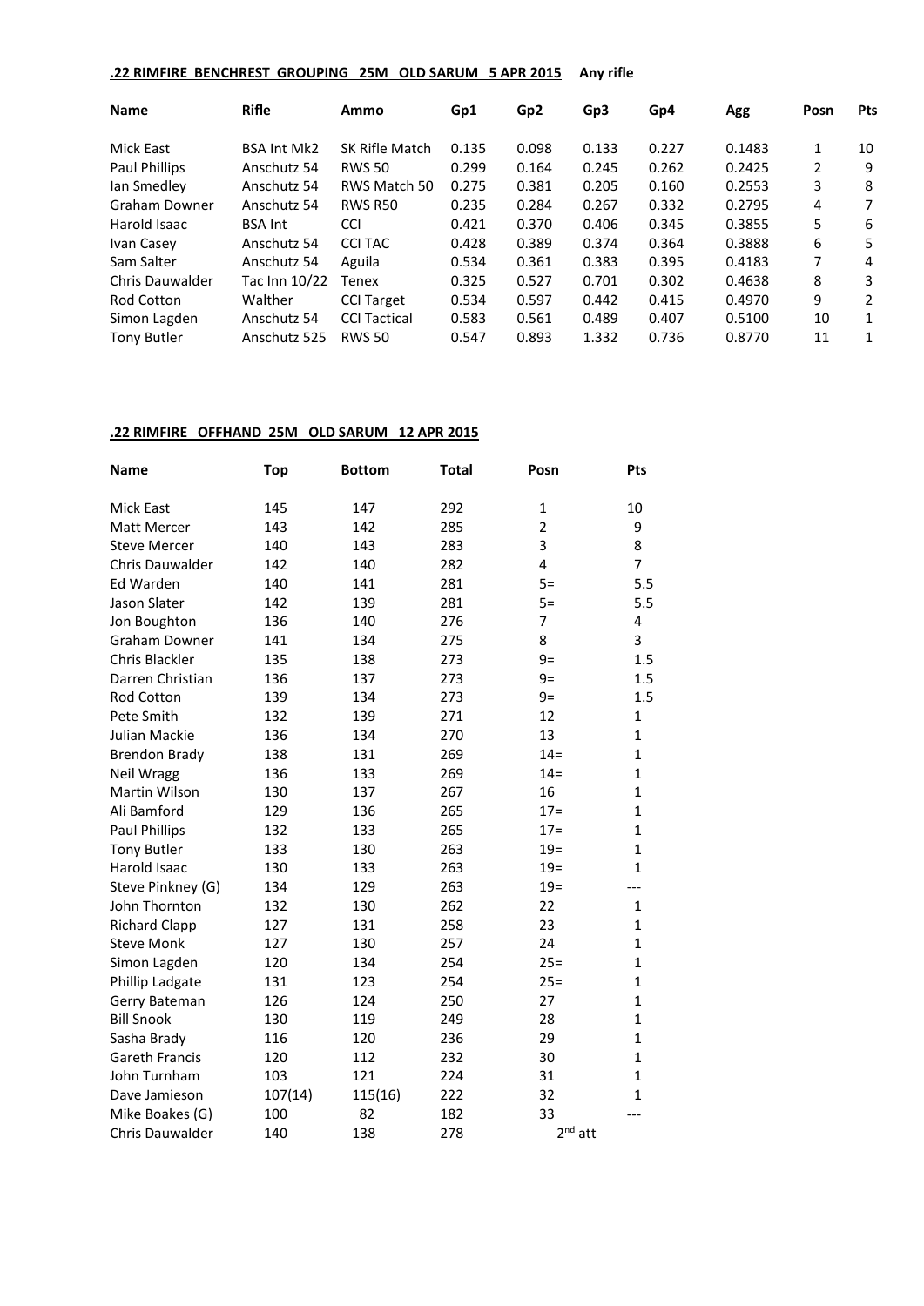**.22 RIMFIRE BENCHREST GROUPING 25M OLD SARUM 5 APR 2015** **Any rifle**

| Name | Rifle | Ammo | Gp1 | Gp2 | Gp3 | Gp4 | Agg | Posn | Pts |
|---|---|---|---|---|---|---|---|---|---|
| Mick East | BSA Int Mk2 | SK Rifle Match | 0.135 | 0.098 | 0.133 | 0.227 | 0.1483 | 1 | 10 |
| Paul Phillips | Anschutz 54 | RWS 50 | 0.299 | 0.164 | 0.245 | 0.262 | 0.2425 | 2 | 9 |
| Ian Smedley | Anschutz 54 | RWS Match 50 | 0.275 | 0.381 | 0.205 | 0.160 | 0.2553 | 3 | 8 |
| Graham Downer | Anschutz 54 | RWS R50 | 0.235 | 0.284 | 0.267 | 0.332 | 0.2795 | 4 | 7 |
| Harold Isaac | BSA Int | CCI | 0.421 | 0.370 | 0.406 | 0.345 | 0.3855 | 5 | 6 |
| Ivan Casey | Anschutz 54 | CCI TAC | 0.428 | 0.389 | 0.374 | 0.364 | 0.3888 | 6 | 5 |
| Sam Salter | Anschutz 54 | Aguila | 0.534 | 0.361 | 0.383 | 0.395 | 0.4183 | 7 | 4 |
| Chris Dauwalder | Tac Inn 10/22 | Tenex | 0.325 | 0.527 | 0.701 | 0.302 | 0.4638 | 8 | 3 |
| Rod Cotton | Walther | CCI Target | 0.534 | 0.597 | 0.442 | 0.415 | 0.4970 | 9 | 2 |
| Simon Lagden | Anschutz 54 | CCI Tactical | 0.583 | 0.561 | 0.489 | 0.407 | 0.5100 | 10 | 1 |
| Tony Butler | Anschutz 525 | RWS 50 | 0.547 | 0.893 | 1.332 | 0.736 | 0.8770 | 11 | 1 |

**.22 RIMFIRE OFFHAND 25M OLD SARUM 12 APR 2015**

| Name | Top | Bottom | Total | Posn | Pts |
|---|---|---|---|---|---|
| Mick East | 145 | 147 | 292 | 1 | 10 |
| Matt Mercer | 143 | 142 | 285 | 2 | 9 |
| Steve Mercer | 140 | 143 | 283 | 3 | 8 |
| Chris Dauwalder | 142 | 140 | 282 | 4 | 7 |
| Ed Warden | 140 | 141 | 281 | 5= | 5.5 |
| Jason Slater | 142 | 139 | 281 | 5= | 5.5 |
| Jon Boughton | 136 | 140 | 276 | 7 | 4 |
| Graham Downer | 141 | 134 | 275 | 8 | 3 |
| Chris Blackler | 135 | 138 | 273 | 9= | 1.5 |
| Darren Christian | 136 | 137 | 273 | 9= | 1.5 |
| Rod Cotton | 139 | 134 | 273 | 9= | 1.5 |
| Pete Smith | 132 | 139 | 271 | 12 | 1 |
| Julian Mackie | 136 | 134 | 270 | 13 | 1 |
| Brendon Brady | 138 | 131 | 269 | 14= | 1 |
| Neil Wragg | 136 | 133 | 269 | 14= | 1 |
| Martin Wilson | 130 | 137 | 267 | 16 | 1 |
| Ali Bamford | 129 | 136 | 265 | 17= | 1 |
| Paul Phillips | 132 | 133 | 265 | 17= | 1 |
| Tony Butler | 133 | 130 | 263 | 19= | 1 |
| Harold Isaac | 130 | 133 | 263 | 19= | 1 |
| Steve Pinkney (G) | 134 | 129 | 263 | 19= | --- |
| John Thornton | 132 | 130 | 262 | 22 | 1 |
| Richard Clapp | 127 | 131 | 258 | 23 | 1 |
| Steve Monk | 127 | 130 | 257 | 24 | 1 |
| Simon Lagden | 120 | 134 | 254 | 25= | 1 |
| Phillip Ladgate | 131 | 123 | 254 | 25= | 1 |
| Gerry Bateman | 126 | 124 | 250 | 27 | 1 |
| Bill Snook | 130 | 119 | 249 | 28 | 1 |
| Sasha Brady | 116 | 120 | 236 | 29 | 1 |
| Gareth Francis | 120 | 112 | 232 | 30 | 1 |
| John Turnham | 103 | 121 | 224 | 31 | 1 |
| Dave Jamieson | 107(14) | 115(16) | 222 | 32 | 1 |
| Mike Boakes (G) | 100 | 82 | 182 | 33 | --- |
| Chris Dauwalder | 140 | 138 | 278 | 2nd att | |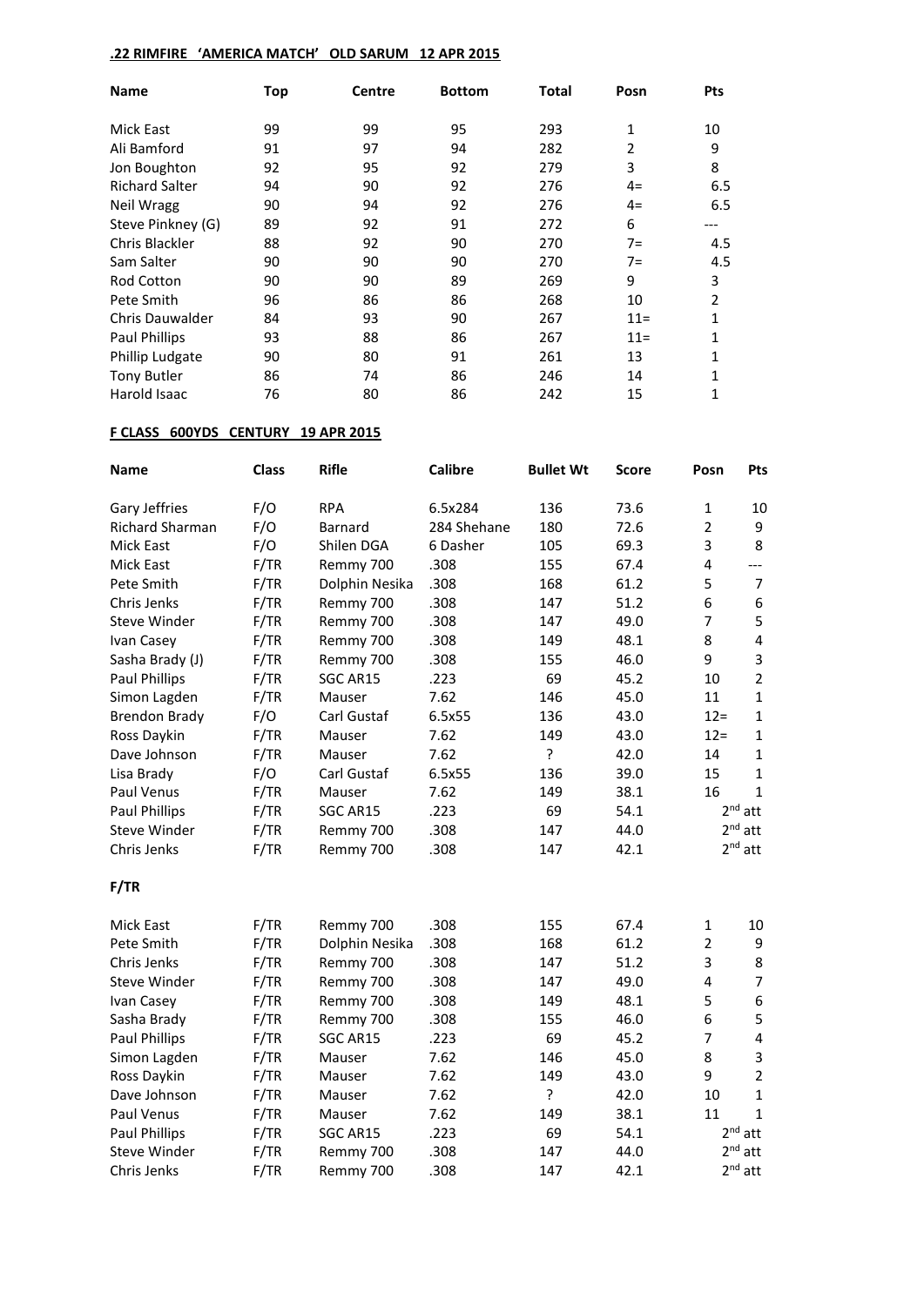**.22 RIMFIRE 'AMERICA MATCH' OLD SARUM 12 APR 2015**

| Name | Top | Centre | Bottom | Total | Posn | Pts |
|---|---|---|---|---|---|---|
| Mick East | 99 | 99 | 95 | 293 | 1 | 10 |
| Ali Bamford | 91 | 97 | 94 | 282 | 2 | 9 |
| Jon Boughton | 92 | 95 | 92 | 279 | 3 | 8 |
| Richard Salter | 94 | 90 | 92 | 276 | 4= | 6.5 |
| Neil Wragg | 90 | 94 | 92 | 276 | 4= | 6.5 |
| Steve Pinkney (G) | 89 | 92 | 91 | 272 | 6 | --- |
| Chris Blackler | 88 | 92 | 90 | 270 | 7= | 4.5 |
| Sam Salter | 90 | 90 | 90 | 270 | 7= | 4.5 |
| Rod Cotton | 90 | 90 | 89 | 269 | 9 | 3 |
| Pete Smith | 96 | 86 | 86 | 268 | 10 | 2 |
| Chris Dauwalder | 84 | 93 | 90 | 267 | 11= | 1 |
| Paul Phillips | 93 | 88 | 86 | 267 | 11= | 1 |
| Phillip Ludgate | 90 | 80 | 91 | 261 | 13 | 1 |
| Tony Butler | 86 | 74 | 86 | 246 | 14 | 1 |
| Harold Isaac | 76 | 80 | 86 | 242 | 15 | 1 |

**F CLASS 600YDS CENTURY 19 APR 2015**

| Name | Class | Rifle | Calibre | Bullet Wt | Score | Posn | Pts |
|---|---|---|---|---|---|---|---|
| Gary Jeffries | F/O | RPA | 6.5x284 | 136 | 73.6 | 1 | 10 |
| Richard Sharman | F/O | Barnard | 284 Shehane | 180 | 72.6 | 2 | 9 |
| Mick East | F/O | Shilen DGA | 6 Dasher | 105 | 69.3 | 3 | 8 |
| Mick East | F/TR | Remmy 700 | .308 | 155 | 67.4 | 4 | --- |
| Pete Smith | F/TR | Dolphin Nesika | .308 | 168 | 61.2 | 5 | 7 |
| Chris Jenks | F/TR | Remmy 700 | .308 | 147 | 51.2 | 6 | 6 |
| Steve Winder | F/TR | Remmy 700 | .308 | 147 | 49.0 | 7 | 5 |
| Ivan Casey | F/TR | Remmy 700 | .308 | 149 | 48.1 | 8 | 4 |
| Sasha Brady (J) | F/TR | Remmy 700 | .308 | 155 | 46.0 | 9 | 3 |
| Paul Phillips | F/TR | SGC AR15 | .223 | 69 | 45.2 | 10 | 2 |
| Simon Lagden | F/TR | Mauser | 7.62 | 146 | 45.0 | 11 | 1 |
| Brendon Brady | F/O | Carl Gustaf | 6.5x55 | 136 | 43.0 | 12= | 1 |
| Ross Daykin | F/TR | Mauser | 7.62 | 149 | 43.0 | 12= | 1 |
| Dave Johnson | F/TR | Mauser | 7.62 | ? | 42.0 | 14 | 1 |
| Lisa Brady | F/O | Carl Gustaf | 6.5x55 | 136 | 39.0 | 15 | 1 |
| Paul Venus | F/TR | Mauser | 7.62 | 149 | 38.1 | 16 | 1 |
| Paul Phillips | F/TR | SGC AR15 | .223 | 69 | 54.1 | 2nd att | |
| Steve Winder | F/TR | Remmy 700 | .308 | 147 | 44.0 | 2nd att | |
| Chris Jenks | F/TR | Remmy 700 | .308 | 147 | 42.1 | 2nd att | |

**F/TR**

| Name | Class | Rifle | Calibre | Bullet Wt | Score | Posn | Pts |
|---|---|---|---|---|---|---|---|
| Mick East | F/TR | Remmy 700 | .308 | 155 | 67.4 | 1 | 10 |
| Pete Smith | F/TR | Dolphin Nesika | .308 | 168 | 61.2 | 2 | 9 |
| Chris Jenks | F/TR | Remmy 700 | .308 | 147 | 51.2 | 3 | 8 |
| Steve Winder | F/TR | Remmy 700 | .308 | 147 | 49.0 | 4 | 7 |
| Ivan Casey | F/TR | Remmy 700 | .308 | 149 | 48.1 | 5 | 6 |
| Sasha Brady | F/TR | Remmy 700 | .308 | 155 | 46.0 | 6 | 5 |
| Paul Phillips | F/TR | SGC AR15 | .223 | 69 | 45.2 | 7 | 4 |
| Simon Lagden | F/TR | Mauser | 7.62 | 146 | 45.0 | 8 | 3 |
| Ross Daykin | F/TR | Mauser | 7.62 | 149 | 43.0 | 9 | 2 |
| Dave Johnson | F/TR | Mauser | 7.62 | ? | 42.0 | 10 | 1 |
| Paul Venus | F/TR | Mauser | 7.62 | 149 | 38.1 | 11 | 1 |
| Paul Phillips | F/TR | SGC AR15 | .223 | 69 | 54.1 | 2nd att | |
| Steve Winder | F/TR | Remmy 700 | .308 | 147 | 44.0 | 2nd att | |
| Chris Jenks | F/TR | Remmy 700 | .308 | 147 | 42.1 | 2nd att | |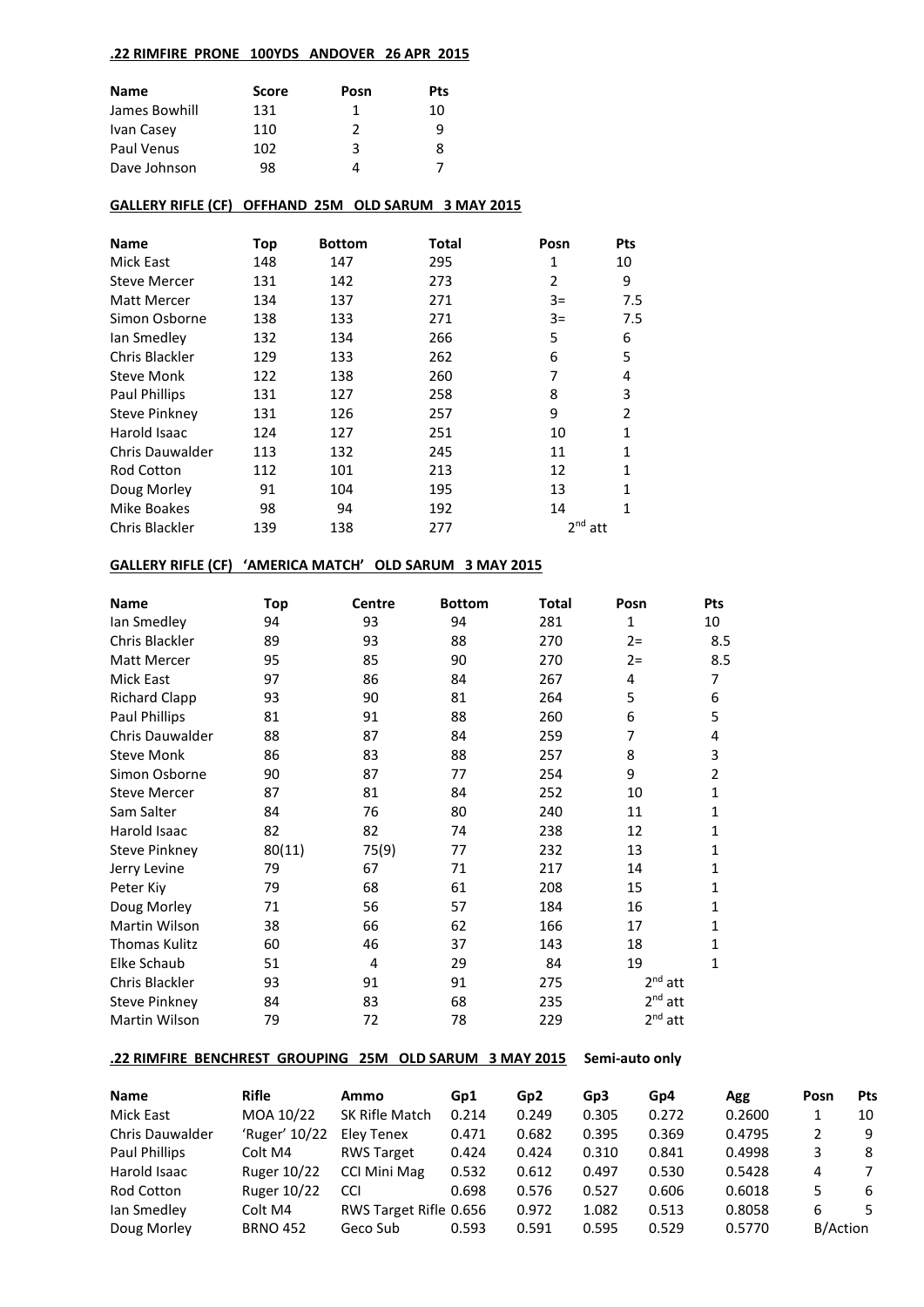**.22 RIMFIRE PRONE 100YDS ANDOVER 26 APR 2015**

| Name | Score | Posn | Pts |
|---|---|---|---|
| James Bowhill | 131 | 1 | 10 |
| Ivan Casey | 110 | 2 | 9 |
| Paul Venus | 102 | 3 | 8 |
| Dave Johnson | 98 | 4 | 7 |

**GALLERY RIFLE (CF) OFFHAND 25M OLD SARUM 3 MAY 2015**

| Name | Top | Bottom | Total | Posn | Pts |
|---|---|---|---|---|---|
| Mick East | 148 | 147 | 295 | 1 | 10 |
| Steve Mercer | 131 | 142 | 273 | 2 | 9 |
| Matt Mercer | 134 | 137 | 271 | 3= | 7.5 |
| Simon Osborne | 138 | 133 | 271 | 3= | 7.5 |
| Ian Smedley | 132 | 134 | 266 | 5 | 6 |
| Chris Blackler | 129 | 133 | 262 | 6 | 5 |
| Steve Monk | 122 | 138 | 260 | 7 | 4 |
| Paul Phillips | 131 | 127 | 258 | 8 | 3 |
| Steve Pinkney | 131 | 126 | 257 | 9 | 2 |
| Harold Isaac | 124 | 127 | 251 | 10 | 1 |
| Chris Dauwalder | 113 | 132 | 245 | 11 | 1 |
| Rod Cotton | 112 | 101 | 213 | 12 | 1 |
| Doug Morley | 91 | 104 | 195 | 13 | 1 |
| Mike Boakes | 98 | 94 | 192 | 14 | 1 |
| Chris Blackler | 139 | 138 | 277 | 2nd att | |

**GALLERY RIFLE (CF) 'AMERICA MATCH' OLD SARUM 3 MAY 2015**

| Name | Top | Centre | Bottom | Total | Posn | Pts |
|---|---|---|---|---|---|---|
| Ian Smedley | 94 | 93 | 94 | 281 | 1 | 10 |
| Chris Blackler | 89 | 93 | 88 | 270 | 2= | 8.5 |
| Matt Mercer | 95 | 85 | 90 | 270 | 2= | 8.5 |
| Mick East | 97 | 86 | 84 | 267 | 4 | 7 |
| Richard Clapp | 93 | 90 | 81 | 264 | 5 | 6 |
| Paul Phillips | 81 | 91 | 88 | 260 | 6 | 5 |
| Chris Dauwalder | 88 | 87 | 84 | 259 | 7 | 4 |
| Steve Monk | 86 | 83 | 88 | 257 | 8 | 3 |
| Simon Osborne | 90 | 87 | 77 | 254 | 9 | 2 |
| Steve Mercer | 87 | 81 | 84 | 252 | 10 | 1 |
| Sam Salter | 84 | 76 | 80 | 240 | 11 | 1 |
| Harold Isaac | 82 | 82 | 74 | 238 | 12 | 1 |
| Steve Pinkney | 80(11) | 75(9) | 77 | 232 | 13 | 1 |
| Jerry Levine | 79 | 67 | 71 | 217 | 14 | 1 |
| Peter Kiy | 79 | 68 | 61 | 208 | 15 | 1 |
| Doug Morley | 71 | 56 | 57 | 184 | 16 | 1 |
| Martin Wilson | 38 | 66 | 62 | 166 | 17 | 1 |
| Thomas Kulitz | 60 | 46 | 37 | 143 | 18 | 1 |
| Elke Schaub | 51 | 4 | 29 | 84 | 19 | 1 |
| Chris Blackler | 93 | 91 | 91 | 275 | 2nd att | |
| Steve Pinkney | 84 | 83 | 68 | 235 | 2nd att | |
| Martin Wilson | 79 | 72 | 78 | 229 | 2nd att | |

**.22 RIMFIRE BENCHREST GROUPING 25M OLD SARUM 3 MAY 2015** **Semi-auto only**

| Name | Rifle | Ammo | Gp1 | Gp2 | Gp3 | Gp4 | Agg | Posn | Pts |
|---|---|---|---|---|---|---|---|---|---|
| Mick East | MOA 10/22 | SK Rifle Match | 0.214 | 0.249 | 0.305 | 0.272 | 0.2600 | 1 | 10 |
| Chris Dauwalder | 'Ruger' 10/22 | Eley Tenex | 0.471 | 0.682 | 0.395 | 0.369 | 0.4795 | 2 | 9 |
| Paul Phillips | Colt M4 | RWS Target | 0.424 | 0.424 | 0.310 | 0.841 | 0.4998 | 3 | 8 |
| Harold Isaac | Ruger 10/22 | CCI Mini Mag | 0.532 | 0.612 | 0.497 | 0.530 | 0.5428 | 4 | 7 |
| Rod Cotton | Ruger 10/22 | CCI | 0.698 | 0.576 | 0.527 | 0.606 | 0.6018 | 5 | 6 |
| Ian Smedley | Colt M4 | RWS Target Rifle | 0.656 | 0.972 | 1.082 | 0.513 | 0.8058 | 6 | 5 |
| Doug Morley | BRNO 452 | Geco Sub | 0.593 | 0.591 | 0.595 | 0.529 | 0.5770 | B/Action | |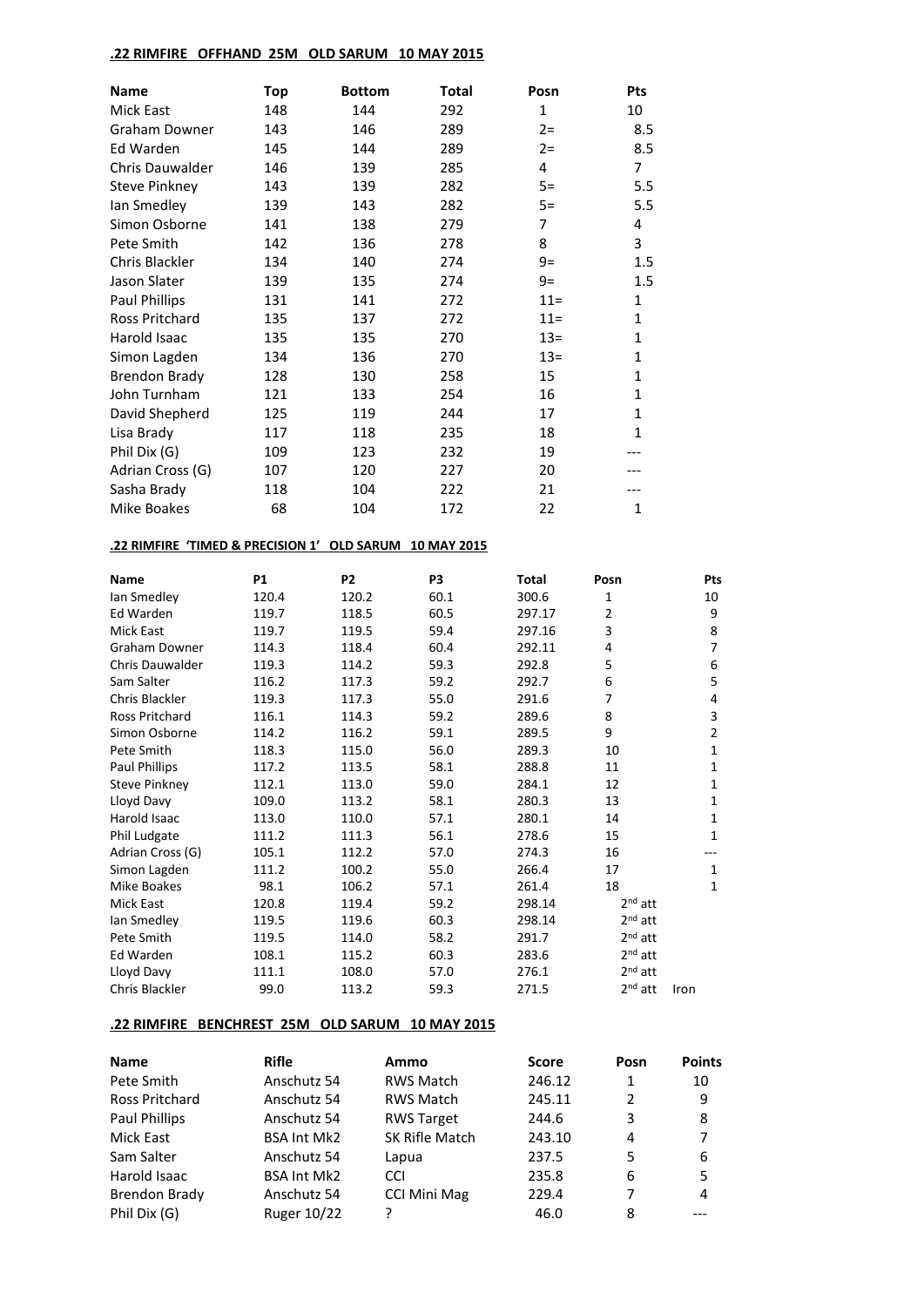**.22 RIMFIRE OFFHAND 25M OLD SARUM 10 MAY 2015**

| Name | Top | Bottom | Total | Posn | Pts |
|---|---|---|---|---|---|
| Mick East | 148 | 144 | 292 | 1 | 10 |
| Graham Downer | 143 | 146 | 289 | 2= | 8.5 |
| Ed Warden | 145 | 144 | 289 | 2= | 8.5 |
| Chris Dauwalder | 146 | 139 | 285 | 4 | 7 |
| Steve Pinkney | 143 | 139 | 282 | 5= | 5.5 |
| Ian Smedley | 139 | 143 | 282 | 5= | 5.5 |
| Simon Osborne | 141 | 138 | 279 | 7 | 4 |
| Pete Smith | 142 | 136 | 278 | 8 | 3 |
| Chris Blackler | 134 | 140 | 274 | 9= | 1.5 |
| Jason Slater | 139 | 135 | 274 | 9= | 1.5 |
| Paul Phillips | 131 | 141 | 272 | 11= | 1 |
| Ross Pritchard | 135 | 137 | 272 | 11= | 1 |
| Harold Isaac | 135 | 135 | 270 | 13= | 1 |
| Simon Lagden | 134 | 136 | 270 | 13= | 1 |
| Brendon Brady | 128 | 130 | 258 | 15 | 1 |
| John Turnham | 121 | 133 | 254 | 16 | 1 |
| David Shepherd | 125 | 119 | 244 | 17 | 1 |
| Lisa Brady | 117 | 118 | 235 | 18 | 1 |
| Phil Dix (G) | 109 | 123 | 232 | 19 | --- |
| Adrian Cross (G) | 107 | 120 | 227 | 20 | --- |
| Sasha Brady | 118 | 104 | 222 | 21 | --- |
| Mike Boakes | 68 | 104 | 172 | 22 | 1 |

**.22 RIMFIRE 'TIMED & PRECISION 1' OLD SARUM 10 MAY 2015**

| Name | P1 | P2 | P3 | Total | Posn | Pts |
|---|---|---|---|---|---|---|
| Ian Smedley | 120.4 | 120.2 | 60.1 | 300.6 | 1 | 10 |
| Ed Warden | 119.7 | 118.5 | 60.5 | 297.17 | 2 | 9 |
| Mick East | 119.7 | 119.5 | 59.4 | 297.16 | 3 | 8 |
| Graham Downer | 114.3 | 118.4 | 60.4 | 292.11 | 4 | 7 |
| Chris Dauwalder | 119.3 | 114.2 | 59.3 | 292.8 | 5 | 6 |
| Sam Salter | 116.2 | 117.3 | 59.2 | 292.7 | 6 | 5 |
| Chris Blackler | 119.3 | 117.3 | 55.0 | 291.6 | 7 | 4 |
| Ross Pritchard | 116.1 | 114.3 | 59.2 | 289.6 | 8 | 3 |
| Simon Osborne | 114.2 | 116.2 | 59.1 | 289.5 | 9 | 2 |
| Pete Smith | 118.3 | 115.0 | 56.0 | 289.3 | 10 | 1 |
| Paul Phillips | 117.2 | 113.5 | 58.1 | 288.8 | 11 | 1 |
| Steve Pinkney | 112.1 | 113.0 | 59.0 | 284.1 | 12 | 1 |
| Lloyd Davy | 109.0 | 113.2 | 58.1 | 280.3 | 13 | 1 |
| Harold Isaac | 113.0 | 110.0 | 57.1 | 280.1 | 14 | 1 |
| Phil Ludgate | 111.2 | 111.3 | 56.1 | 278.6 | 15 | 1 |
| Adrian Cross (G) | 105.1 | 112.2 | 57.0 | 274.3 | 16 | --- |
| Simon Lagden | 111.2 | 100.2 | 55.0 | 266.4 | 17 | 1 |
| Mike Boakes | 98.1 | 106.2 | 57.1 | 261.4 | 18 | 1 |
| Mick East | 120.8 | 119.4 | 59.2 | 298.14 | 2nd att | |
| Ian Smedley | 119.5 | 119.6 | 60.3 | 298.14 | 2nd att | |
| Pete Smith | 119.5 | 114.0 | 58.2 | 291.7 | 2nd att | |
| Ed Warden | 108.1 | 115.2 | 60.3 | 283.6 | 2nd att | |
| Lloyd Davy | 111.1 | 108.0 | 57.0 | 276.1 | 2nd att | |
| Chris Blackler | 99.0 | 113.2 | 59.3 | 271.5 | 2nd att | Iron |

**.22 RIMFIRE BENCHREST 25M OLD SARUM 10 MAY 2015**

| Name | Rifle | Ammo | Score | Posn | Points |
|---|---|---|---|---|---|
| Pete Smith | Anschutz 54 | RWS Match | 246.12 | 1 | 10 |
| Ross Pritchard | Anschutz 54 | RWS Match | 245.11 | 2 | 9 |
| Paul Phillips | Anschutz 54 | RWS Target | 244.6 | 3 | 8 |
| Mick East | BSA Int Mk2 | SK Rifle Match | 243.10 | 4 | 7 |
| Sam Salter | Anschutz 54 | Lapua | 237.5 | 5 | 6 |
| Harold Isaac | BSA Int Mk2 | CCI | 235.8 | 6 | 5 |
| Brendon Brady | Anschutz 54 | CCI Mini Mag | 229.4 | 7 | 4 |
| Phil Dix (G) | Ruger 10/22 | ? | 46.0 | 8 | --- |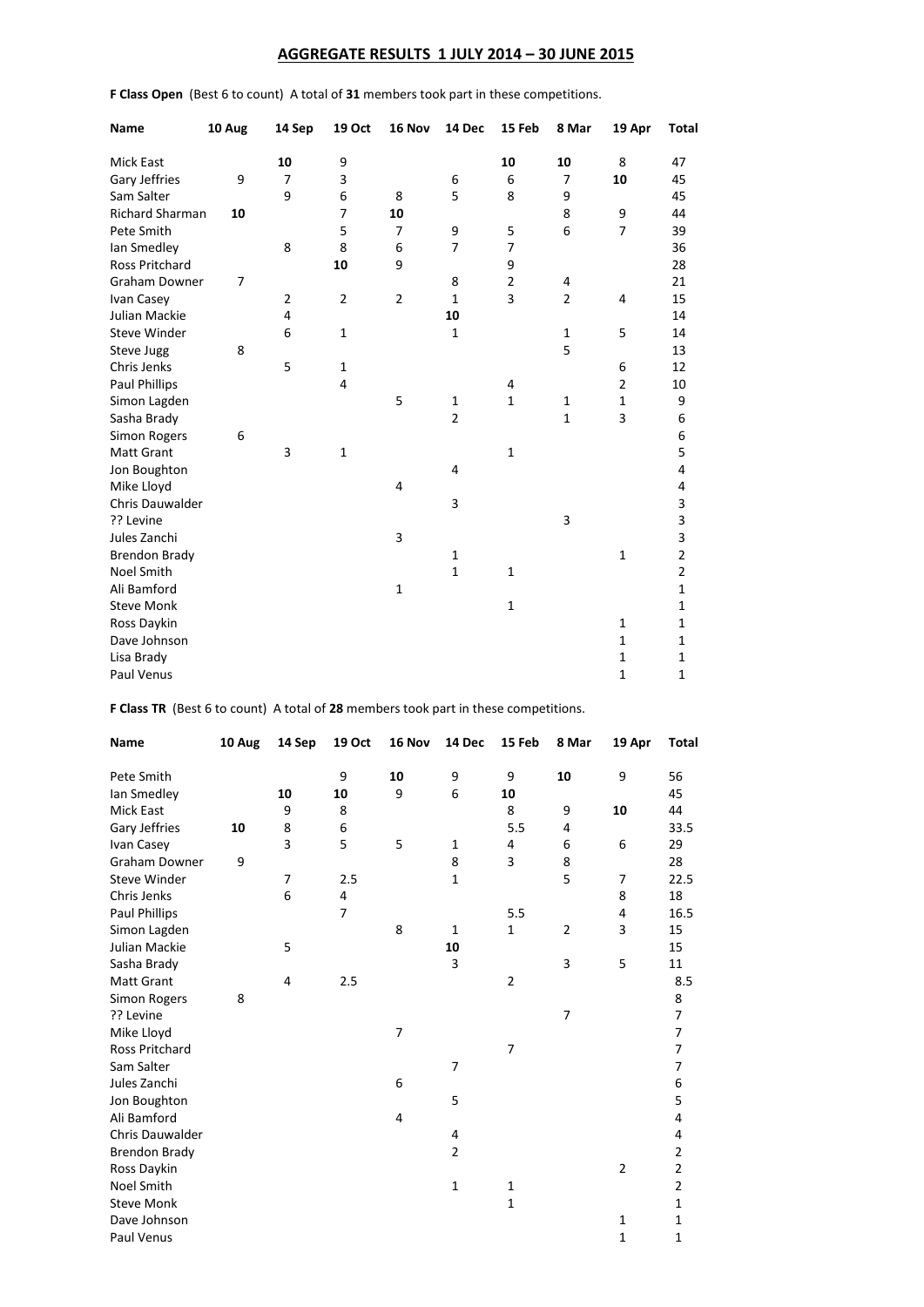# AGGREGATE RESULTS 1 JULY 2014 – 30 JUNE 2015

**F Class Open** (Best 6 to count) A total of **31** members took part in these competitions.

| Name | 10 Aug | 14 Sep | 19 Oct | 16 Nov | 14 Dec | 15 Feb | 8 Mar | 19 Apr | Total |
|---|---|---|---|---|---|---|---|---|---|
| Mick East | | **10** | 9 | | | **10** | **10** | 8 | 47 |
| Gary Jeffries | 9 | 7 | 3 | | 6 | 6 | 7 | **10** | 45 |
| Sam Salter | | 9 | 6 | 8 | 5 | 8 | 9 | | 45 |
| Richard Sharman | **10** | | 7 | **10** | | | 8 | 9 | 44 |
| Pete Smith | | | 5 | 7 | 9 | 5 | 6 | 7 | 39 |
| Ian Smedley | | 8 | 8 | 6 | 7 | 7 | | | 36 |
| Ross Pritchard | | | **10** | 9 | | 9 | | | 28 |
| Graham Downer | 7 | | | | 8 | 2 | 4 | | 21 |
| Ivan Casey | | 2 | 2 | 2 | 1 | 3 | 2 | 4 | 15 |
| Julian Mackie | | 4 | | | **10** | | | | 14 |
| Steve Winder | | 6 | 1 | | 1 | | 1 | 5 | 14 |
| Steve Jugg | 8 | | | | | | 5 | | 13 |
| Chris Jenks | | 5 | 1 | | | | | 6 | 12 |
| Paul Phillips | | | 4 | | | 4 | | 2 | 10 |
| Simon Lagden | | | | 5 | 1 | 1 | 1 | 1 | 9 |
| Sasha Brady | | | | | 2 | | 1 | 3 | 6 |
| Simon Rogers | 6 | | | | | | | | 6 |
| Matt Grant | | 3 | 1 | | | 1 | | | 5 |
| Jon Boughton | | | | | 4 | | | | 4 |
| Mike Lloyd | | | | 4 | | | | | 4 |
| Chris Dauwalder | | | | | 3 | | | | 3 |
| ?? Levine | | | | | | | 3 | | 3 |
| Jules Zanchi | | | | 3 | | | | | 3 |
| Brendon Brady | | | | | 1 | | | 1 | 2 |
| Noel Smith | | | | | 1 | 1 | | | 2 |
| Ali Bamford | | | | 1 | | | | | 1 |
| Steve Monk | | | | | | 1 | | | 1 |
| Ross Daykin | | | | | | | | 1 | 1 |
| Dave Johnson | | | | | | | | 1 | 1 |
| Lisa Brady | | | | | | | | 1 | 1 |
| Paul Venus | | | | | | | | 1 | 1 |

**F Class TR** (Best 6 to count) A total of **28** members took part in these competitions.

| Name | 10 Aug | 14 Sep | 19 Oct | 16 Nov | 14 Dec | 15 Feb | 8 Mar | 19 Apr | Total |
|---|---|---|---|---|---|---|---|---|---|
| Pete Smith | | | 9 | **10** | 9 | 9 | **10** | 9 | 56 |
| Ian Smedley | | **10** | **10** | 9 | 6 | **10** | | | 45 |
| Mick East | | 9 | 8 | | | 8 | 9 | **10** | 44 |
| Gary Jeffries | **10** | 8 | 6 | | | 5.5 | 4 | | 33.5 |
| Ivan Casey | | 3 | 5 | 5 | 1 | 4 | 6 | 6 | 29 |
| Graham Downer | 9 | | | | 8 | 3 | 8 | | 28 |
| Steve Winder | | 7 | 2.5 | | 1 | | 5 | 7 | 22.5 |
| Chris Jenks | | 6 | 4 | | | | | 8 | 18 |
| Paul Phillips | | | 7 | | | 5.5 | | 4 | 16.5 |
| Simon Lagden | | | | 8 | 1 | 1 | 2 | 3 | 15 |
| Julian Mackie | | 5 | | | **10** | | | | 15 |
| Sasha Brady | | | | | 3 | | 3 | 5 | 11 |
| Matt Grant | | 4 | 2.5 | | | 2 | | | 8.5 |
| Simon Rogers | 8 | | | | | | | | 8 |
| ?? Levine | | | | | | | 7 | | 7 |
| Mike Lloyd | | | | 7 | | | | | 7 |
| Ross Pritchard | | | | | | 7 | | | 7 |
| Sam Salter | | | | | 7 | | | | 7 |
| Jules Zanchi | | | | 6 | | | | | 6 |
| Jon Boughton | | | | | 5 | | | | 5 |
| Ali Bamford | | | | 4 | | | | | 4 |
| Chris Dauwalder | | | | | 4 | | | | 4 |
| Brendon Brady | | | | | 2 | | | | 2 |
| Ross Daykin | | | | | | | | 2 | 2 |
| Noel Smith | | | | | 1 | 1 | | | 2 |
| Steve Monk | | | | | | 1 | | | 1 |
| Dave Johnson | | | | | | | | 1 | 1 |
| Paul Venus | | | | | | | | 1 | 1 |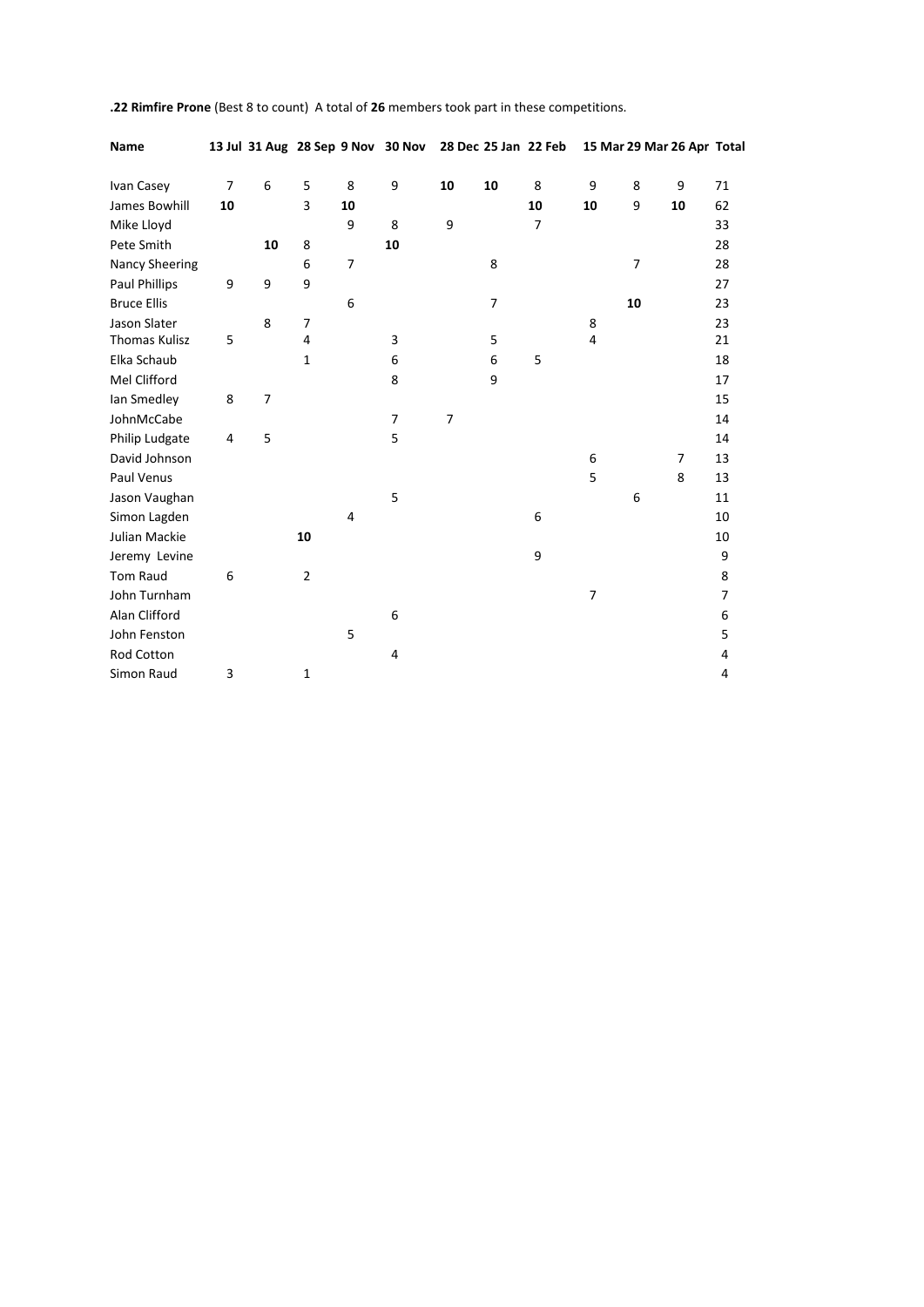**.22 Rimfire Prone** (Best 8 to count) A total of **26** members took part in these competitions.

| **Name** | **13 Jul** | **31 Aug** | **28 Sep** | **9 Nov** | **30 Nov** | **28 Dec** | **25 Jan** | **22 Feb** | **15 Mar** | **29 Mar** | **26 Apr** | **Total** |
|---|---|---|---|---|---|---|---|---|---|---|---|---|
| Ivan Casey | 7 | 6 | 5 | 8 | 9 | **10** | **10** | 8 | 9 | 8 | 9 | 71 |
| James Bowhill | **10** | | 3 | **10** | | | | **10** | **10** | 9 | **10** | 62 |
| Mike Lloyd | | | | 9 | 8 | 9 | | 7 | | | | 33 |
| Pete Smith | | **10** | 8 | | **10** | | | | | | | 28 |
| Nancy Sheering | | | 6 | 7 | | | 8 | | | 7 | | 28 |
| Paul Phillips | 9 | 9 | 9 | | | | | | | | | 27 |
| Bruce Ellis | | | | 6 | | | 7 | | | **10** | | 23 |
| Jason Slater | | 8 | 7 | | | | | | 8 | | | 23 |
| Thomas Kulisz | 5 | | 4 | | 3 | | 5 | | 4 | | | 21 |
| Elka Schaub | | | 1 | | 6 | | 6 | 5 | | | | 18 |
| Mel Clifford | | | | | 8 | | 9 | | | | | 17 |
| Ian Smedley | 8 | 7 | | | | | | | | | | 15 |
| JohnMcCabe | | | | | 7 | 7 | | | | | | 14 |
| Philip Ludgate | 4 | 5 | | | 5 | | | | | | | 14 |
| David Johnson | | | | | | | | | 6 | | 7 | 13 |
| Paul Venus | | | | | | | | | 5 | | 8 | 13 |
| Jason Vaughan | | | | | 5 | | | | | 6 | | 11 |
| Simon Lagden | | | | 4 | | | | 6 | | | | 10 |
| Julian Mackie | | | **10** | | | | | | | | | 10 |
| Jeremy Levine | | | | | | | | 9 | | | | 9 |
| Tom Raud | 6 | | 2 | | | | | | | | | 8 |
| John Turnham | | | | | | | | | 7 | | | 7 |
| Alan Clifford | | | | | 6 | | | | | | | 6 |
| John Fenston | | | | 5 | | | | | | | | 5 |
| Rod Cotton | | | | | 4 | | | | | | | 4 |
| Simon Raud | 3 | | 1 | | | | | | | | | 4 |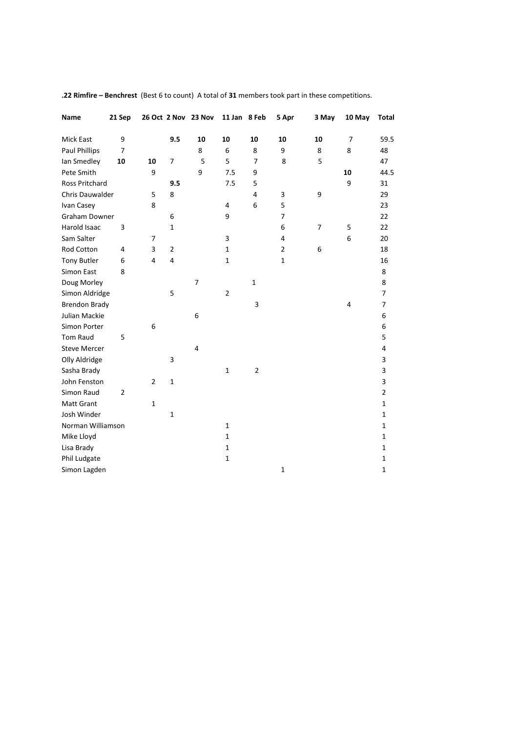**.22 Rimfire – Benchrest** (Best 6 to count) A total of **31** members took part in these competitions.

| Name | 21 Sep | 26 Oct | 2 Nov | 23 Nov | 11 Jan | 8 Feb | 5 Apr | 3 May | 10 May | Total |
|---|---|---|---|---|---|---|---|---|---|---|
| Mick East | 9 | | **9.5** | **10** | **10** | **10** | **10** | **10** | 7 | 59.5 |
| Paul Phillips | 7 | | | 8 | 6 | 8 | 9 | 8 | 8 | 48 |
| Ian Smedley | **10** | **10** | 7 | 5 | 5 | 7 | 8 | 5 | | 47 |
| Pete Smith | | 9 | | 9 | 7.5 | 9 | | | **10** | 44.5 |
| Ross Pritchard | | | **9.5** | | 7.5 | 5 | | | 9 | 31 |
| Chris Dauwalder | | 5 | 8 | | | 4 | 3 | 9 | | 29 |
| Ivan Casey | | 8 | | | 4 | 6 | 5 | | | 23 |
| Graham Downer | | | 6 | | 9 | | 7 | | | 22 |
| Harold Isaac | 3 | | 1 | | | | 6 | 7 | 5 | 22 |
| Sam Salter | | 7 | | | 3 | | 4 | | 6 | 20 |
| Rod Cotton | 4 | 3 | 2 | | 1 | | 2 | 6 | | 18 |
| Tony Butler | 6 | 4 | 4 | | 1 | | 1 | | | 16 |
| Simon East | 8 | | | | | | | | | 8 |
| Doug Morley | | | | 7 | | 1 | | | | 8 |
| Simon Aldridge | | | 5 | | 2 | | | | | 7 |
| Brendon Brady | | | | | | 3 | | | 4 | 7 |
| Julian Mackie | | | | 6 | | | | | | 6 |
| Simon Porter | | 6 | | | | | | | | 6 |
| Tom Raud | 5 | | | | | | | | | 5 |
| Steve Mercer | | | | 4 | | | | | | 4 |
| Olly Aldridge | | | 3 | | | | | | | 3 |
| Sasha Brady | | | | | 1 | 2 | | | | 3 |
| John Fenston | | 2 | 1 | | | | | | | 3 |
| Simon Raud | 2 | | | | | | | | | 2 |
| Matt Grant | | 1 | | | | | | | | 1 |
| Josh Winder | | | 1 | | | | | | | 1 |
| Norman Williamson | | | | | 1 | | | | | 1 |
| Mike Lloyd | | | | | 1 | | | | | 1 |
| Lisa Brady | | | | | 1 | | | | | 1 |
| Phil Ludgate | | | | | 1 | | | | | 1 |
| Simon Lagden | | | | | | | 1 | | | 1 |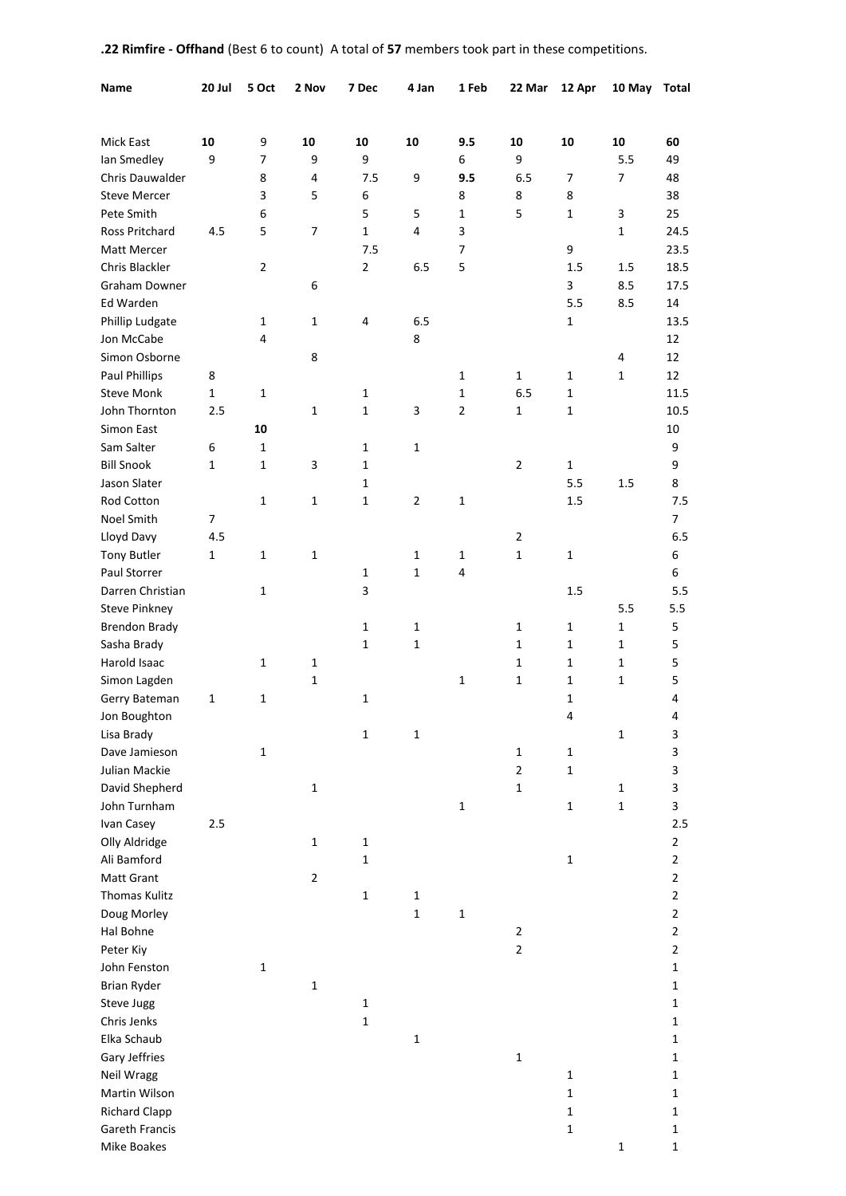**.22 Rimfire - Offhand** (Best 6 to count) A total of **57** members took part in these competitions.

| Name | 20 Jul | 5 Oct | 2 Nov | 7 Dec | 4 Jan | 1 Feb | 22 Mar | 12 Apr | 10 May | Total |
|---|---|---|---|---|---|---|---|---|---|---|
| Mick East | **10** | 9 | **10** | **10** | **10** | **9.5** | **10** | **10** | **10** | **60** |
| Ian Smedley | 9 | 7 | 9 | 9 | | 6 | 9 | | 5.5 | 49 |
| Chris Dauwalder | | 8 | 4 | 7.5 | 9 | **9.5** | 6.5 | 7 | 7 | 48 |
| Steve Mercer | | 3 | 5 | 6 | | 8 | 8 | 8 | | 38 |
| Pete Smith | | 6 | | 5 | 5 | 1 | 5 | 1 | 3 | 25 |
| Ross Pritchard | 4.5 | 5 | 7 | 1 | 4 | 3 | | | 1 | 24.5 |
| Matt Mercer | | | | 7.5 | | 7 | | 9 | | 23.5 |
| Chris Blackler | | 2 | | 2 | 6.5 | 5 | | 1.5 | 1.5 | 18.5 |
| Graham Downer | | | 6 | | | | | 3 | 8.5 | 17.5 |
| Ed Warden | | | | | | | | 5.5 | 8.5 | 14 |
| Phillip Ludgate | | 1 | 1 | 4 | 6.5 | | | 1 | | 13.5 |
| Jon McCabe | | 4 | | | 8 | | | | | 12 |
| Simon Osborne | | | 8 | | | | | | 4 | 12 |
| Paul Phillips | 8 | | | | | 1 | 1 | 1 | 1 | 12 |
| Steve Monk | 1 | 1 | | 1 | | 1 | 6.5 | 1 | | 11.5 |
| John Thornton | 2.5 | | 1 | 1 | 3 | 2 | 1 | 1 | | 10.5 |
| Simon East | | **10** | | | | | | | | 10 |
| Sam Salter | 6 | 1 | | 1 | 1 | | | | | 9 |
| Bill Snook | 1 | 1 | 3 | 1 | | | 2 | 1 | | 9 |
| Jason Slater | | | | 1 | | | | 5.5 | 1.5 | 8 |
| Rod Cotton | | 1 | 1 | 1 | 2 | 1 | | 1.5 | | 7.5 |
| Noel Smith | 7 | | | | | | | | | 7 |
| Lloyd Davy | 4.5 | | | | | | 2 | | | 6.5 |
| Tony Butler | 1 | 1 | 1 | | 1 | 1 | 1 | 1 | | 6 |
| Paul Storrer | | | | 1 | 1 | 4 | | | | 6 |
| Darren Christian | | 1 | | 3 | | | | 1.5 | | 5.5 |
| Steve Pinkney | | | | | | | | | 5.5 | 5.5 |
| Brendon Brady | | | | 1 | 1 | | 1 | 1 | 1 | 5 |
| Sasha Brady | | | | 1 | 1 | | 1 | 1 | 1 | 5 |
| Harold Isaac | | 1 | 1 | | | | 1 | 1 | 1 | 5 |
| Simon Lagden | | | 1 | | | 1 | 1 | 1 | 1 | 5 |
| Gerry Bateman | 1 | 1 | | 1 | | | | 1 | | 4 |
| Jon Boughton | | | | | | | | 4 | | 4 |
| Lisa Brady | | | | 1 | 1 | | | | 1 | 3 |
| Dave Jamieson | | 1 | | | | | 1 | 1 | | 3 |
| Julian Mackie | | | | | | | 2 | 1 | | 3 |
| David Shepherd | | | 1 | | | | 1 | | 1 | 3 |
| John Turnham | | | | | | 1 | | 1 | 1 | 3 |
| Ivan Casey | 2.5 | | | | | | | | | 2.5 |
| Olly Aldridge | | | 1 | 1 | | | | | | 2 |
| Ali Bamford | | | | 1 | | | | 1 | | 2 |
| Matt Grant | | | 2 | | | | | | | 2 |
| Thomas Kulitz | | | | 1 | 1 | | | | | 2 |
| Doug Morley | | | | | 1 | 1 | | | | 2 |
| Hal Bohne | | | | | | | 2 | | | 2 |
| Peter Kiy | | | | | | | 2 | | | 2 |
| John Fenston | | 1 | | | | | | | | 1 |
| Brian Ryder | | | 1 | | | | | | | 1 |
| Steve Jugg | | | | 1 | | | | | | 1 |
| Chris Jenks | | | | 1 | | | | | | 1 |
| Elka Schaub | | | | | 1 | | | | | 1 |
| Gary Jeffries | | | | | | | 1 | | | 1 |
| Neil Wragg | | | | | | | | 1 | | 1 |
| Martin Wilson | | | | | | | | 1 | | 1 |
| Richard Clapp | | | | | | | | 1 | | 1 |
| Gareth Francis | | | | | | | | 1 | | 1 |
| Mike Boakes | | | | | | | | | 1 | 1 |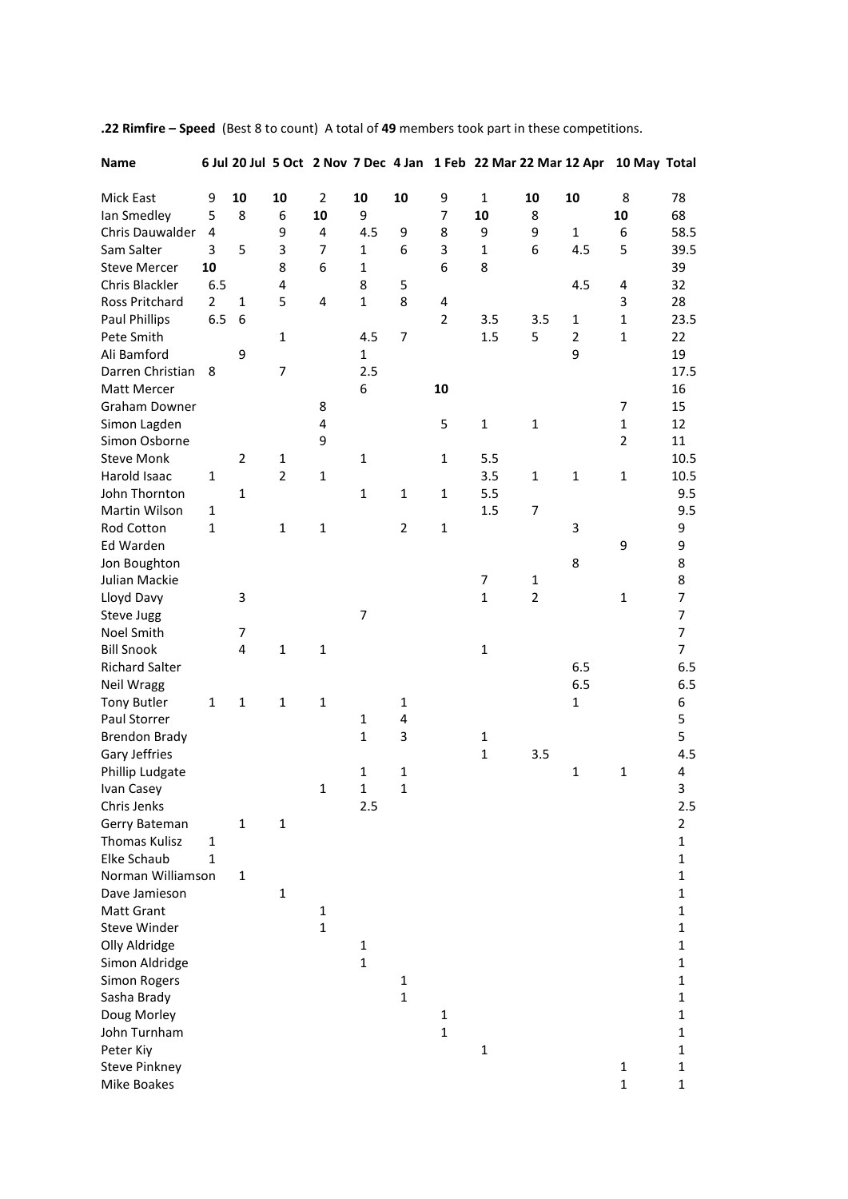**.22 Rimfire – Speed** (Best 8 to count) A total of **49** members took part in these competitions.

| Name | 6 Jul | 20 Jul | 5 Oct | 2 Nov | 7 Dec | 4 Jan | 1 Feb | 22 Mar | 22 Mar | 12 Apr | 10 May | Total |
|---|---|---|---|---|---|---|---|---|---|---|---|---|
| Mick East | 9 | **10** | **10** | 2 | **10** | **10** | 9 | 1 | **10** | **10** | 8 | 78 |
| Ian Smedley | 5 | 8 | 6 | **10** | 9 | | 7 | **10** | 8 | | **10** | 68 |
| Chris Dauwalder | 4 | | 9 | 4 | 4.5 | 9 | 8 | 9 | 9 | 1 | 6 | 58.5 |
| Sam Salter | 3 | 5 | 3 | 7 | 1 | 6 | 3 | 1 | 6 | 4.5 | 5 | 39.5 |
| Steve Mercer | **10** | | 8 | 6 | 1 | | 6 | 8 | | | | 39 |
| Chris Blackler | 6.5 | | 4 | | 8 | 5 | | | | 4.5 | 4 | 32 |
| Ross Pritchard | 2 | 1 | 5 | 4 | 1 | 8 | 4 | | | | 3 | 28 |
| Paul Phillips | 6.5 | 6 | | | | | 2 | 3.5 | 3.5 | 1 | 1 | 23.5 |
| Pete Smith | | | 1 | | 4.5 | 7 | | 1.5 | 5 | 2 | 1 | 22 |
| Ali Bamford | | 9 | | | 1 | | | | | 9 | | 19 |
| Darren Christian | 8 | | 7 | | 2.5 | | | | | | | 17.5 |
| Matt Mercer | | | | | 6 | | **10** | | | | | 16 |
| Graham Downer | | | | 8 | | | | | | | 7 | 15 |
| Simon Lagden | | | | 4 | | | 5 | 1 | 1 | | 1 | 12 |
| Simon Osborne | | | | 9 | | | | | | | 2 | 11 |
| Steve Monk | | 2 | 1 | | 1 | | 1 | 5.5 | | | | 10.5 |
| Harold Isaac | 1 | | 2 | 1 | | | | 3.5 | 1 | 1 | 1 | 10.5 |
| John Thornton | | 1 | | | 1 | 1 | 1 | 5.5 | | | | 9.5 |
| Martin Wilson | 1 | | | | | | | 1.5 | 7 | | | 9.5 |
| Rod Cotton | 1 | | 1 | 1 | | 2 | 1 | | | 3 | | 9 |
| Ed Warden | | | | | | | | | | | 9 | 9 |
| Jon Boughton | | | | | | | | | | 8 | | 8 |
| Julian Mackie | | | | | | | | 7 | 1 | | | 8 |
| Lloyd Davy | | 3 | | | | | | 1 | 2 | | 1 | 7 |
| Steve Jugg | | | | | 7 | | | | | | | 7 |
| Noel Smith | | 7 | | | | | | | | | | 7 |
| Bill Snook | | 4 | 1 | 1 | | | | 1 | | | | 7 |
| Richard Salter | | | | | | | | | | 6.5 | | 6.5 |
| Neil Wragg | | | | | | | | | | 6.5 | | 6.5 |
| Tony Butler | 1 | 1 | 1 | 1 | | 1 | | | | 1 | | 6 |
| Paul Storrer | | | | | 1 | 4 | | | | | | 5 |
| Brendon Brady | | | | | 1 | 3 | | 1 | | | | 5 |
| Gary Jeffries | | | | | | | | 1 | 3.5 | | | 4.5 |
| Phillip Ludgate | | | | | 1 | 1 | | | | 1 | 1 | 4 |
| Ivan Casey | | | | 1 | 1 | 1 | | | | | | 3 |
| Chris Jenks | | | | | 2.5 | | | | | | | 2.5 |
| Gerry Bateman | | 1 | 1 | | | | | | | | | 2 |
| Thomas Kulisz | 1 | | | | | | | | | | | 1 |
| Elke Schaub | 1 | | | | | | | | | | | 1 |
| Norman Williamson | | 1 | | | | | | | | | | 1 |
| Dave Jamieson | | | 1 | | | | | | | | | 1 |
| Matt Grant | | | | 1 | | | | | | | | 1 |
| Steve Winder | | | | 1 | | | | | | | | 1 |
| Olly Aldridge | | | | | 1 | | | | | | | 1 |
| Simon Aldridge | | | | | 1 | | | | | | | 1 |
| Simon Rogers | | | | | | 1 | | | | | | 1 |
| Sasha Brady | | | | | | 1 | | | | | | 1 |
| Doug Morley | | | | | | | 1 | | | | | 1 |
| John Turnham | | | | | | | 1 | | | | | 1 |
| Peter Kiy | | | | | | | | 1 | | | | 1 |
| Steve Pinkney | | | | | | | | | | | 1 | 1 |
| Mike Boakes | | | | | | | | | | | 1 | 1 |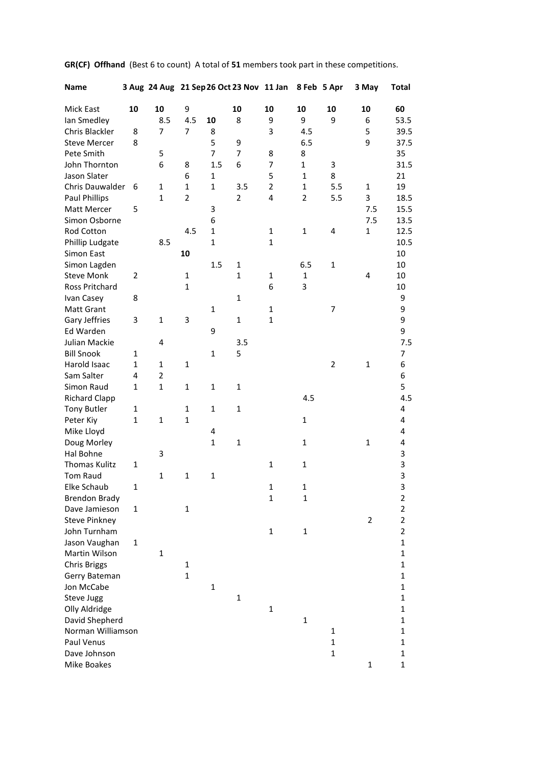**GR(CF) Offhand** (Best 6 to count) A total of **51** members took part in these competitions.

| Name | 3 Aug | 24 Aug | 21 Sep | 26 Oct | 23 Nov | 11 Jan | 8 Feb | 5 Apr | 3 May | Total |
|---|---|---|---|---|---|---|---|---|---|---|
| Mick East | **10** | **10** | 9 | | **10** | **10** | **10** | **10** | **10** | **60** |
| Ian Smedley | | 8.5 | 4.5 | **10** | 8 | 9 | 9 | 9 | 6 | 53.5 |
| Chris Blackler | 8 | 7 | 7 | 8 | | 3 | 4.5 | | 5 | 39.5 |
| Steve Mercer | 8 | | | 5 | 9 | | 6.5 | | 9 | 37.5 |
| Pete Smith | | 5 | | 7 | 7 | 8 | 8 | | | 35 |
| John Thornton | | 6 | 8 | 1.5 | 6 | 7 | 1 | 3 | | 31.5 |
| Jason Slater | | | 6 | 1 | | 5 | 1 | 8 | | 21 |
| Chris Dauwalder | 6 | 1 | 1 | 1 | 3.5 | 2 | 1 | 5.5 | 1 | 19 |
| Paul Phillips | | 1 | 2 | | 2 | 4 | 2 | 5.5 | 3 | 18.5 |
| Matt Mercer | 5 | | | 3 | | | | | 7.5 | 15.5 |
| Simon Osborne | | | | 6 | | | | | 7.5 | 13.5 |
| Rod Cotton | | | 4.5 | 1 | | 1 | 1 | 4 | 1 | 12.5 |
| Phillip Ludgate | | 8.5 | | 1 | | 1 | | | | 10.5 |
| Simon East | | | **10** | | | | | | | 10 |
| Simon Lagden | | | | 1.5 | 1 | | 6.5 | 1 | | 10 |
| Steve Monk | 2 | | 1 | | 1 | 1 | 1 | | 4 | 10 |
| Ross Pritchard | | | 1 | | | 6 | 3 | | | 10 |
| Ivan Casey | 8 | | | | 1 | | | | | 9 |
| Matt Grant | | | | 1 | | 1 | | 7 | | 9 |
| Gary Jeffries | 3 | 1 | 3 | | 1 | 1 | | | | 9 |
| Ed Warden | | | | 9 | | | | | | 9 |
| Julian Mackie | | 4 | | | 3.5 | | | | | 7.5 |
| Bill Snook | 1 | | | 1 | 5 | | | | | 7 |
| Harold Isaac | 1 | 1 | 1 | | | | | 2 | 1 | 6 |
| Sam Salter | 4 | 2 | | | | | | | | 6 |
| Simon Raud | 1 | 1 | 1 | 1 | 1 | | | | | 5 |
| Richard Clapp | | | | | | | 4.5 | | | 4.5 |
| Tony Butler | 1 | | 1 | 1 | 1 | | | | | 4 |
| Peter Kiy | 1 | 1 | 1 | | | | 1 | | | 4 |
| Mike Lloyd | | | | 4 | | | | | | 4 |
| Doug Morley | | | | 1 | 1 | | 1 | | 1 | 4 |
| Hal Bohne | | 3 | | | | | | | | 3 |
| Thomas Kulitz | 1 | | | | | 1 | 1 | | | 3 |
| Tom Raud | | 1 | 1 | 1 | | | | | | 3 |
| Elke Schaub | 1 | | | | | 1 | 1 | | | 3 |
| Brendon Brady | | | | | | 1 | 1 | | | 2 |
| Dave Jamieson | 1 | | 1 | | | | | | | 2 |
| Steve Pinkney | | | | | | | | | 2 | 2 |
| John Turnham | | | | | | 1 | 1 | | | 2 |
| Jason Vaughan | 1 | | | | | | | | | 1 |
| Martin Wilson | | 1 | | | | | | | | 1 |
| Chris Briggs | | | 1 | | | | | | | 1 |
| Gerry Bateman | | | 1 | | | | | | | 1 |
| Jon McCabe | | | | 1 | | | | | | 1 |
| Steve Jugg | | | | | 1 | | | | | 1 |
| Olly Aldridge | | | | | | 1 | | | | 1 |
| David Shepherd | | | | | | | 1 | | | 1 |
| Norman Williamson | | | | | | | | 1 | | 1 |
| Paul Venus | | | | | | | | 1 | | 1 |
| Dave Johnson | | | | | | | | 1 | | 1 |
| Mike Boakes | | | | | | | | | 1 | 1 |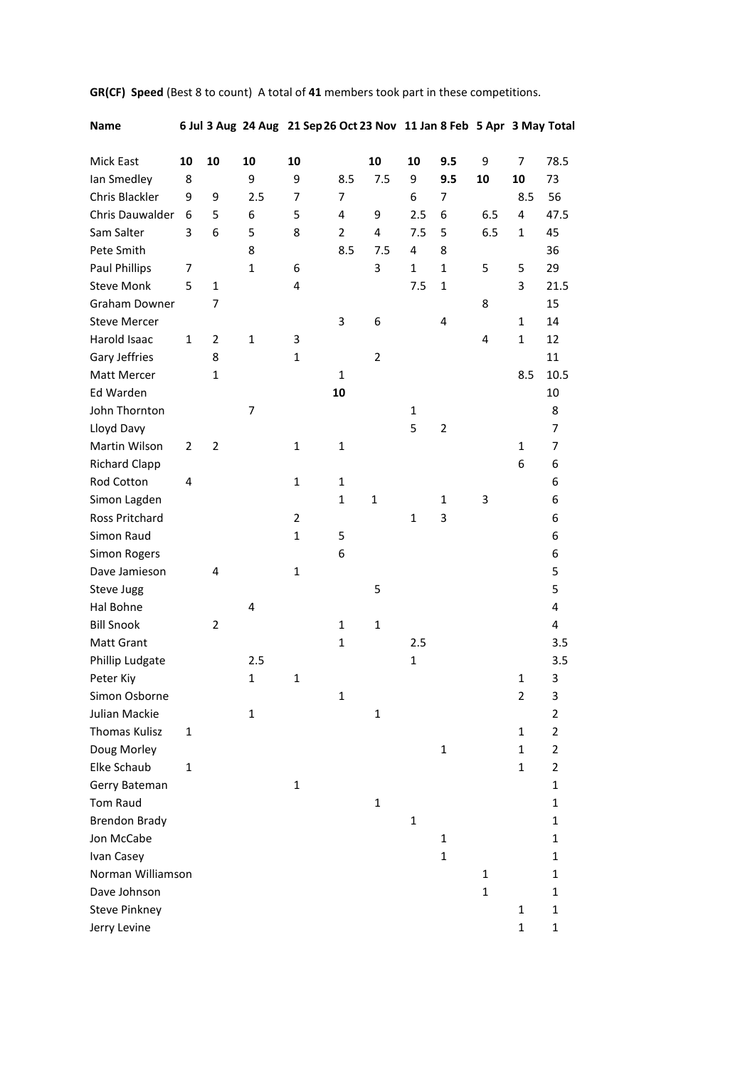**GR(CF) Speed** (Best 8 to count) A total of **41** members took part in these competitions.

| Name | 6 Jul | 3 Aug | 24 Aug | 21 Sep | 26 Oct | 23 Nov | 11 Jan | 8 Feb | 5 Apr | 3 May | Total |
|---|---|---|---|---|---|---|---|---|---|---|---|
| Mick East | **10** | **10** | **10** | **10** | | **10** | **10** | **9.5** | 9 | 7 | 78.5 |
| Ian Smedley | 8 | | 9 | 9 | 8.5 | 7.5 | 9 | **9.5** | **10** | **10** | 73 |
| Chris Blackler | 9 | 9 | 2.5 | 7 | 7 | | 6 | 7 | | 8.5 | 56 |
| Chris Dauwalder | 6 | 5 | 6 | 5 | 4 | 9 | 2.5 | 6 | 6.5 | 4 | 47.5 |
| Sam Salter | 3 | 6 | 5 | 8 | 2 | 4 | 7.5 | 5 | 6.5 | 1 | 45 |
| Pete Smith | | | 8 | | 8.5 | 7.5 | 4 | 8 | | | 36 |
| Paul Phillips | 7 | | 1 | 6 | | 3 | 1 | 1 | 5 | 5 | 29 |
| Steve Monk | 5 | 1 | | 4 | | | 7.5 | 1 | | 3 | 21.5 |
| Graham Downer | | 7 | | | | | | | 8 | | 15 |
| Steve Mercer | | | | | 3 | 6 | | 4 | | 1 | 14 |
| Harold Isaac | 1 | 2 | 1 | 3 | | | | | 4 | 1 | 12 |
| Gary Jeffries | | 8 | | 1 | | 2 | | | | | 11 |
| Matt Mercer | | 1 | | | 1 | | | | | 8.5 | 10.5 |
| Ed Warden | | | | | **10** | | | | | | 10 |
| John Thornton | | | 7 | | | | 1 | | | | 8 |
| Lloyd Davy | | | | | | | 5 | 2 | | | 7 |
| Martin Wilson | 2 | 2 | | 1 | 1 | | | | | 1 | 7 |
| Richard Clapp | | | | | | | | | | 6 | 6 |
| Rod Cotton | 4 | | | 1 | 1 | | | | | | 6 |
| Simon Lagden | | | | | 1 | 1 | | 1 | 3 | | 6 |
| Ross Pritchard | | | | 2 | | | 1 | 3 | | | 6 |
| Simon Raud | | | | 1 | 5 | | | | | | 6 |
| Simon Rogers | | | | | 6 | | | | | | 6 |
| Dave Jamieson | | 4 | | 1 | | | | | | | 5 |
| Steve Jugg | | | | | | 5 | | | | | 5 |
| Hal Bohne | | | 4 | | | | | | | | 4 |
| Bill Snook | | 2 | | | 1 | 1 | | | | | 4 |
| Matt Grant | | | | | 1 | | 2.5 | | | | 3.5 |
| Phillip Ludgate | | | 2.5 | | | | 1 | | | | 3.5 |
| Peter Kiy | | | 1 | 1 | | | | | | 1 | 3 |
| Simon Osborne | | | | | 1 | | | | | 2 | 3 |
| Julian Mackie | | | 1 | | | 1 | | | | | 2 |
| Thomas Kulisz | 1 | | | | | | | | | 1 | 2 |
| Doug Morley | | | | | | | | 1 | | 1 | 2 |
| Elke Schaub | 1 | | | | | | | | | 1 | 2 |
| Gerry Bateman | | | | 1 | | | | | | | 1 |
| Tom Raud | | | | | | 1 | | | | | 1 |
| Brendon Brady | | | | | | | 1 | | | | 1 |
| Jon McCabe | | | | | | | | 1 | | | 1 |
| Ivan Casey | | | | | | | | 1 | | | 1 |
| Norman Williamson | | | | | | | | | 1 | | 1 |
| Dave Johnson | | | | | | | | | 1 | | 1 |
| Steve Pinkney | | | | | | | | | | 1 | 1 |
| Jerry Levine | | | | | | | | | | 1 | 1 |